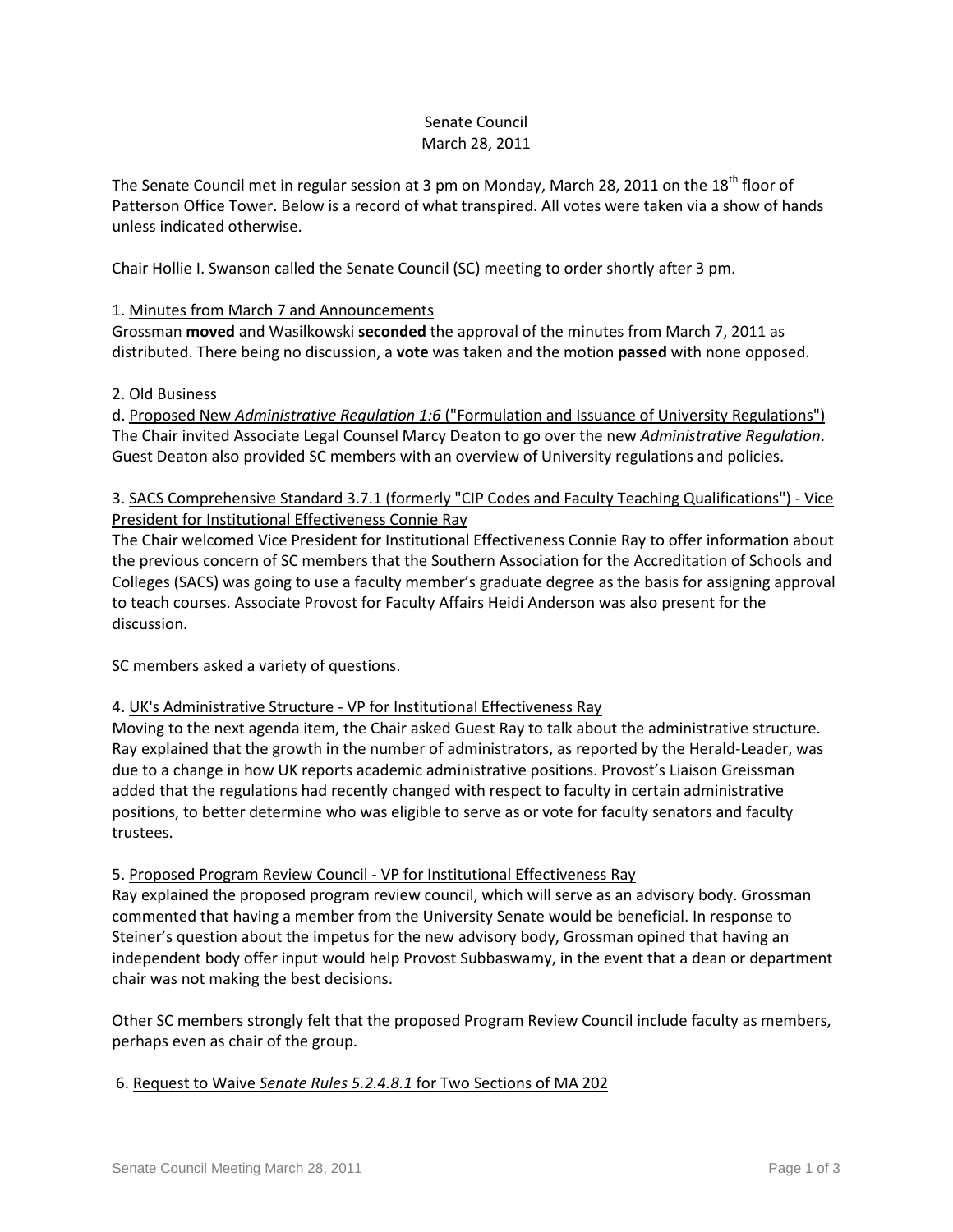Senate Council
March 28, 2011

The Senate Council met in regular session at 3 pm on Monday, March 28, 2011 on the 18th floor of Patterson Office Tower. Below is a record of what transpired. All votes were taken via a show of hands unless indicated otherwise.

Chair Hollie I. Swanson called the Senate Council (SC) meeting to order shortly after 3 pm.

1. Minutes from March 7 and Announcements
Grossman **moved** and Wasilkowski **seconded** the approval of the minutes from March 7, 2011 as distributed. There being no discussion, a **vote** was taken and the motion **passed** with none opposed.

2. Old Business
d. Proposed New *Administrative Regulation 1:6* ("Formulation and Issuance of University Regulations")
The Chair invited Associate Legal Counsel Marcy Deaton to go over the new *Administrative Regulation*. Guest Deaton also provided SC members with an overview of University regulations and policies.

3. SACS Comprehensive Standard 3.7.1 (formerly "CIP Codes and Faculty Teaching Qualifications") - Vice President for Institutional Effectiveness Connie Ray
The Chair welcomed Vice President for Institutional Effectiveness Connie Ray to offer information about the previous concern of SC members that the Southern Association for the Accreditation of Schools and Colleges (SACS) was going to use a faculty member's graduate degree as the basis for assigning approval to teach courses. Associate Provost for Faculty Affairs Heidi Anderson was also present for the discussion.

SC members asked a variety of questions.

4. UK's Administrative Structure - VP for Institutional Effectiveness Ray
Moving to the next agenda item, the Chair asked Guest Ray to talk about the administrative structure. Ray explained that the growth in the number of administrators, as reported by the Herald-Leader, was due to a change in how UK reports academic administrative positions. Provost's Liaison Greissman added that the regulations had recently changed with respect to faculty in certain administrative positions, to better determine who was eligible to serve as or vote for faculty senators and faculty trustees.

5. Proposed Program Review Council - VP for Institutional Effectiveness Ray
Ray explained the proposed program review council, which will serve as an advisory body. Grossman commented that having a member from the University Senate would be beneficial. In response to Steiner's question about the impetus for the new advisory body, Grossman opined that having an independent body offer input would help Provost Subbaswamy, in the event that a dean or department chair was not making the best decisions.

Other SC members strongly felt that the proposed Program Review Council include faculty as members, perhaps even as chair of the group.

6. Request to Waive *Senate Rules 5.2.4.8.1* for Two Sections of MA 202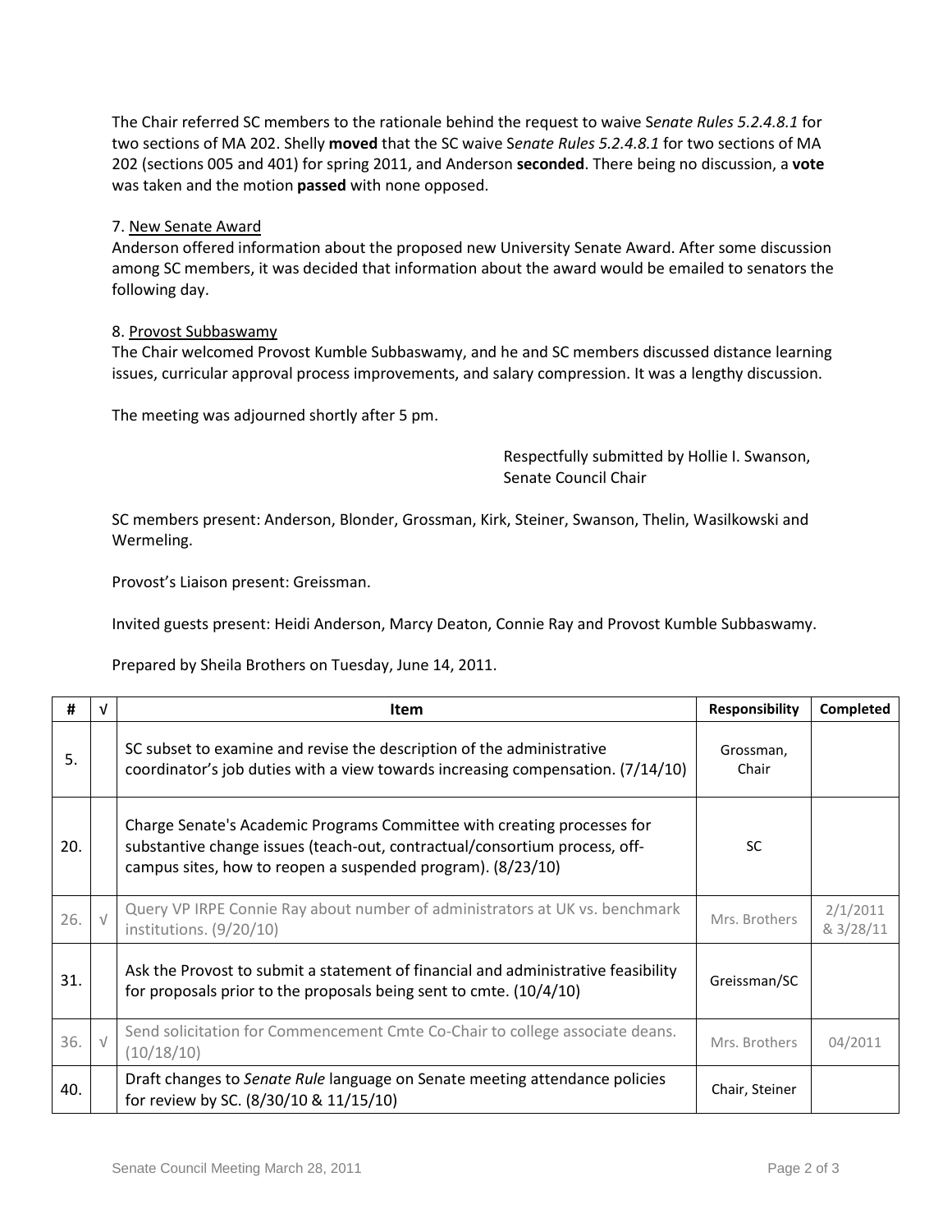The Chair referred SC members to the rationale behind the request to waive S*enate Rules 5.2.4.8.1* for two sections of MA 202. Shelly **moved** that the SC waive S*enate Rules 5.2.4.8.1* for two sections of MA 202 (sections 005 and 401) for spring 2011, and Anderson **seconded**. There being no discussion, a **vote** was taken and the motion **passed** with none opposed.

7. <u>New Senate Award</u>
Anderson offered information about the proposed new University Senate Award. After some discussion among SC members, it was decided that information about the award would be emailed to senators the following day.

8. <u>Provost Subbaswamy</u>
The Chair welcomed Provost Kumble Subbaswamy, and he and SC members discussed distance learning issues, curricular approval process improvements, and salary compression. It was a lengthy discussion.

The meeting was adjourned shortly after 5 pm.

Respectfully submitted by Hollie I. Swanson,
Senate Council Chair

SC members present: Anderson, Blonder, Grossman, Kirk, Steiner, Swanson, Thelin, Wasilkowski and Wermeling.

Provost's Liaison present: Greissman.

Invited guests present: Heidi Anderson, Marcy Deaton, Connie Ray and Provost Kumble Subbaswamy.

Prepared by Sheila Brothers on Tuesday, June 14, 2011.

| # | √ | Item | Responsibility | Completed |
|---|---|---|---|---|
| 5. | | SC subset to examine and revise the description of the administrative coordinator's job duties with a view towards increasing compensation. (7/14/10) | Grossman, Chair | |
| 20. | | Charge Senate's Academic Programs Committee with creating processes for substantive change issues (teach-out, contractual/consortium process, off-campus sites, how to reopen a suspended program). (8/23/10) | SC | |
| 26. | √ | Query VP IRPE Connie Ray about number of administrators at UK vs. benchmark institutions. (9/20/10) | Mrs. Brothers | 2/1/2011 & 3/28/11 |
| 31. | | Ask the Provost to submit a statement of financial and administrative feasibility for proposals prior to the proposals being sent to cmte. (10/4/10) | Greissman/SC | |
| 36. | √ | Send solicitation for Commencement Cmte Co-Chair to college associate deans. (10/18/10) | Mrs. Brothers | 04/2011 |
| 40. | | Draft changes to *Senate Rule* language on Senate meeting attendance policies for review by SC. (8/30/10 & 11/15/10) | Chair, Steiner | |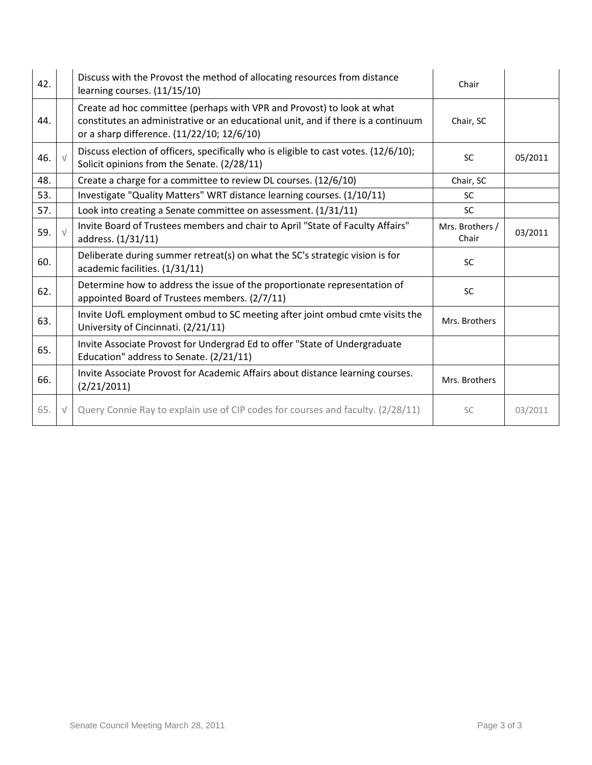| | | | | |
|---|---|---|---|---|
| 42. | | Discuss with the Provost the method of allocating resources from distance learning courses. (11/15/10) | Chair | |
| 44. | | Create ad hoc committee (perhaps with VPR and Provost) to look at what constitutes an administrative or an educational unit, and if there is a continuum or a sharp difference. (11/22/10; 12/6/10) | Chair, SC | |
| 46. | √ | Discuss election of officers, specifically who is eligible to cast votes. (12/6/10); Solicit opinions from the Senate. (2/28/11) | SC | 05/2011 |
| 48. | | Create a charge for a committee to review DL courses. (12/6/10) | Chair, SC | |
| 53. | | Investigate "Quality Matters" WRT distance learning courses. (1/10/11) | SC | |
| 57. | | Look into creating a Senate committee on assessment. (1/31/11) | SC | |
| 59. | √ | Invite Board of Trustees members and chair to April "State of Faculty Affairs" address. (1/31/11) | Mrs. Brothers / Chair | 03/2011 |
| 60. | | Deliberate during summer retreat(s) on what the SC's strategic vision is for academic facilities. (1/31/11) | SC | |
| 62. | | Determine how to address the issue of the proportionate representation of appointed Board of Trustees members. (2/7/11) | SC | |
| 63. | | Invite UofL employment ombud to SC meeting after joint ombud cmte visits the University of Cincinnati. (2/21/11) | Mrs. Brothers | |
| 65. | | Invite Associate Provost for Undergrad Ed to offer "State of Undergraduate Education" address to Senate. (2/21/11) | | |
| 66. | | Invite Associate Provost for Academic Affairs about distance learning courses. (2/21/2011) | Mrs. Brothers | |
| 65. | √ | Query Connie Ray to explain use of CIP codes for courses and faculty. (2/28/11) | SC | 03/2011 |